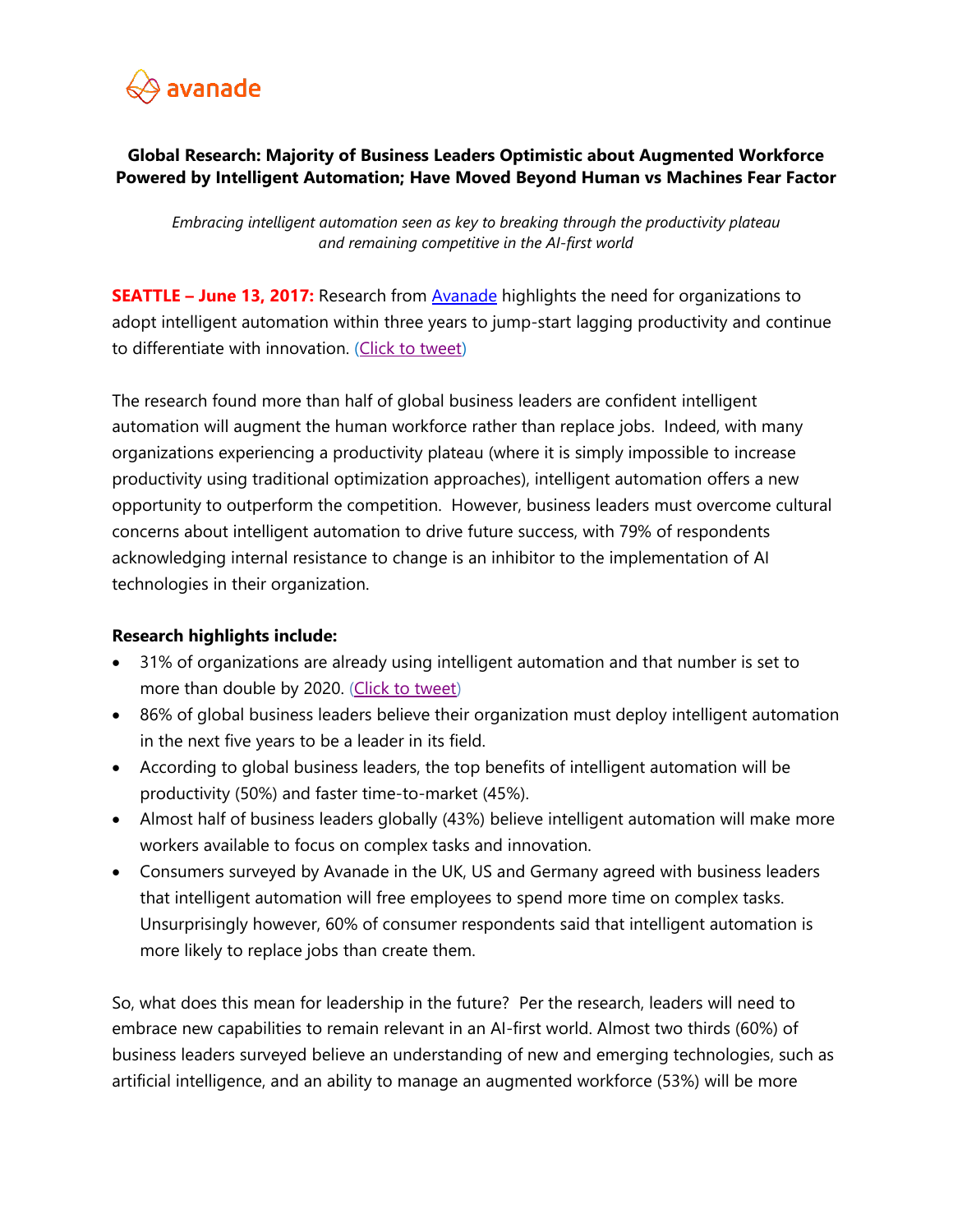avanade

**Global Research: Majority of Business Leaders Optimistic about Augmented Workforce Powered by Intelligent Automation; Have Moved Beyond Human vs Machines Fear Factor**

*Embracing intelligent automation seen as key to breaking through the productivity plateau and remaining competitive in the AI-first world*

**SEATTLE – June 13, 2017:** Research from Avanade highlights the need for organizations to adopt intelligent automation within three years to jump-start lagging productivity and continue to differentiate with innovation. (Click to tweet)

The research found more than half of global business leaders are confident intelligent automation will augment the human workforce rather than replace jobs. Indeed, with many organizations experiencing a productivity plateau (where it is simply impossible to increase productivity using traditional optimization approaches), intelligent automation offers a new opportunity to outperform the competition. However, business leaders must overcome cultural concerns about intelligent automation to drive future success, with 79% of respondents acknowledging internal resistance to change is an inhibitor to the implementation of AI technologies in their organization.

**Research highlights include:**

- 31% of organizations are already using intelligent automation and that number is set to more than double by 2020. (Click to tweet)
- 86% of global business leaders believe their organization must deploy intelligent automation in the next five years to be a leader in its field.
- According to global business leaders, the top benefits of intelligent automation will be productivity (50%) and faster time-to-market (45%).
- Almost half of business leaders globally (43%) believe intelligent automation will make more workers available to focus on complex tasks and innovation.
- Consumers surveyed by Avanade in the UK, US and Germany agreed with business leaders that intelligent automation will free employees to spend more time on complex tasks. Unsurprisingly however, 60% of consumer respondents said that intelligent automation is more likely to replace jobs than create them.

So, what does this mean for leadership in the future? Per the research, leaders will need to embrace new capabilities to remain relevant in an AI-first world. Almost two thirds (60%) of business leaders surveyed believe an understanding of new and emerging technologies, such as artificial intelligence, and an ability to manage an augmented workforce (53%) will be more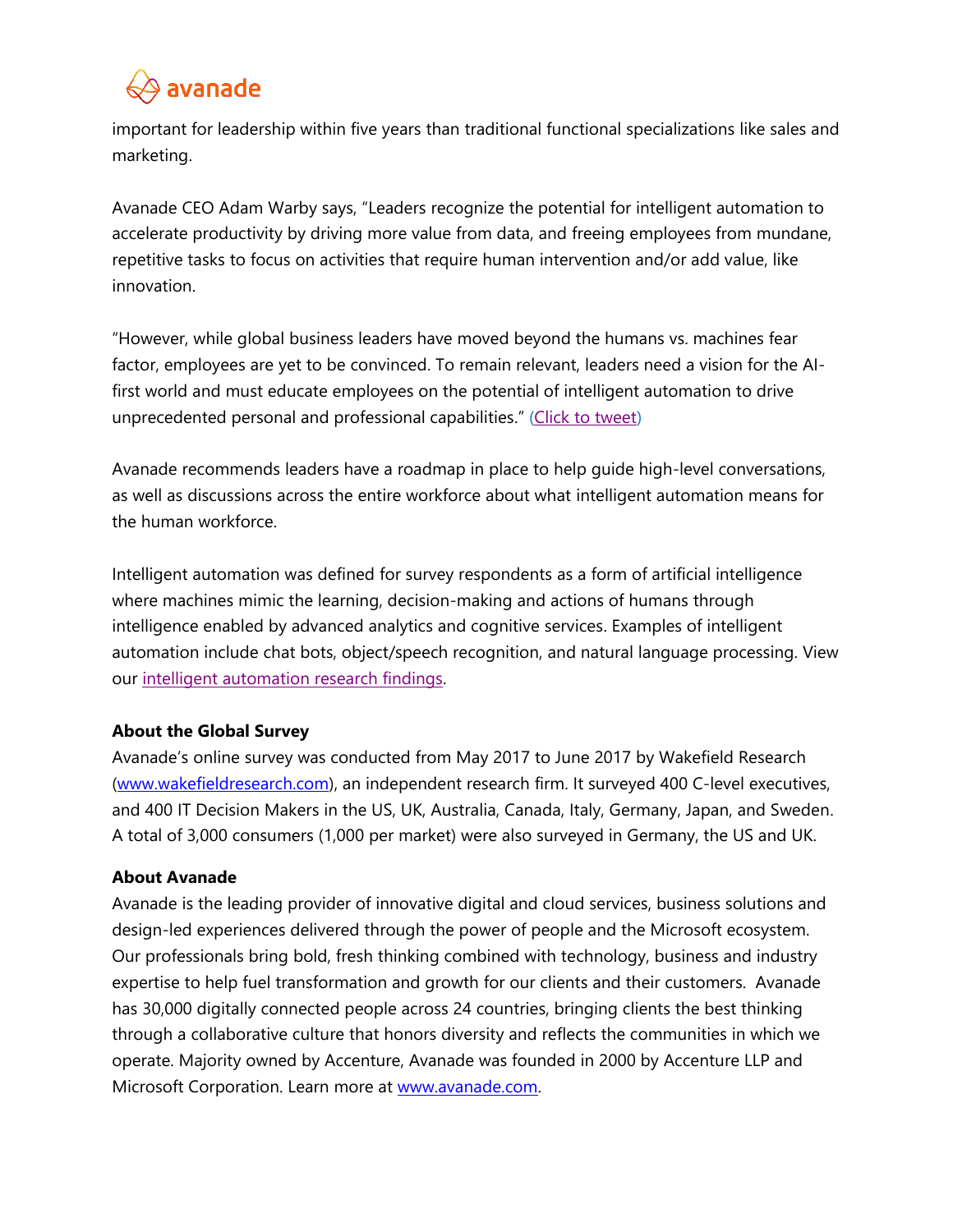important for leadership within five years than traditional functional specializations like sales and marketing.

Avanade CEO Adam Warby says, "Leaders recognize the potential for intelligent automation to accelerate productivity by driving more value from data, and freeing employees from mundane, repetitive tasks to focus on activities that require human intervention and/or add value, like innovation.

"However, while global business leaders have moved beyond the humans vs. machines fear factor, employees are yet to be convinced. To remain relevant, leaders need a vision for the AI-first world and must educate employees on the potential of intelligent automation to drive unprecedented personal and professional capabilities." (Click to tweet)

Avanade recommends leaders have a roadmap in place to help guide high-level conversations, as well as discussions across the entire workforce about what intelligent automation means for the human workforce.

Intelligent automation was defined for survey respondents as a form of artificial intelligence where machines mimic the learning, decision-making and actions of humans through intelligence enabled by advanced analytics and cognitive services. Examples of intelligent automation include chat bots, object/speech recognition, and natural language processing. View our intelligent automation research findings.

**About the Global Survey**

Avanade's online survey was conducted from May 2017 to June 2017 by Wakefield Research (www.wakefieldresearch.com), an independent research firm. It surveyed 400 C-level executives, and 400 IT Decision Makers in the US, UK, Australia, Canada, Italy, Germany, Japan, and Sweden. A total of 3,000 consumers (1,000 per market) were also surveyed in Germany, the US and UK.

**About Avanade**

Avanade is the leading provider of innovative digital and cloud services, business solutions and design-led experiences delivered through the power of people and the Microsoft ecosystem. Our professionals bring bold, fresh thinking combined with technology, business and industry expertise to help fuel transformation and growth for our clients and their customers. Avanade has 30,000 digitally connected people across 24 countries, bringing clients the best thinking through a collaborative culture that honors diversity and reflects the communities in which we operate. Majority owned by Accenture, Avanade was founded in 2000 by Accenture LLP and Microsoft Corporation. Learn more at www.avanade.com.